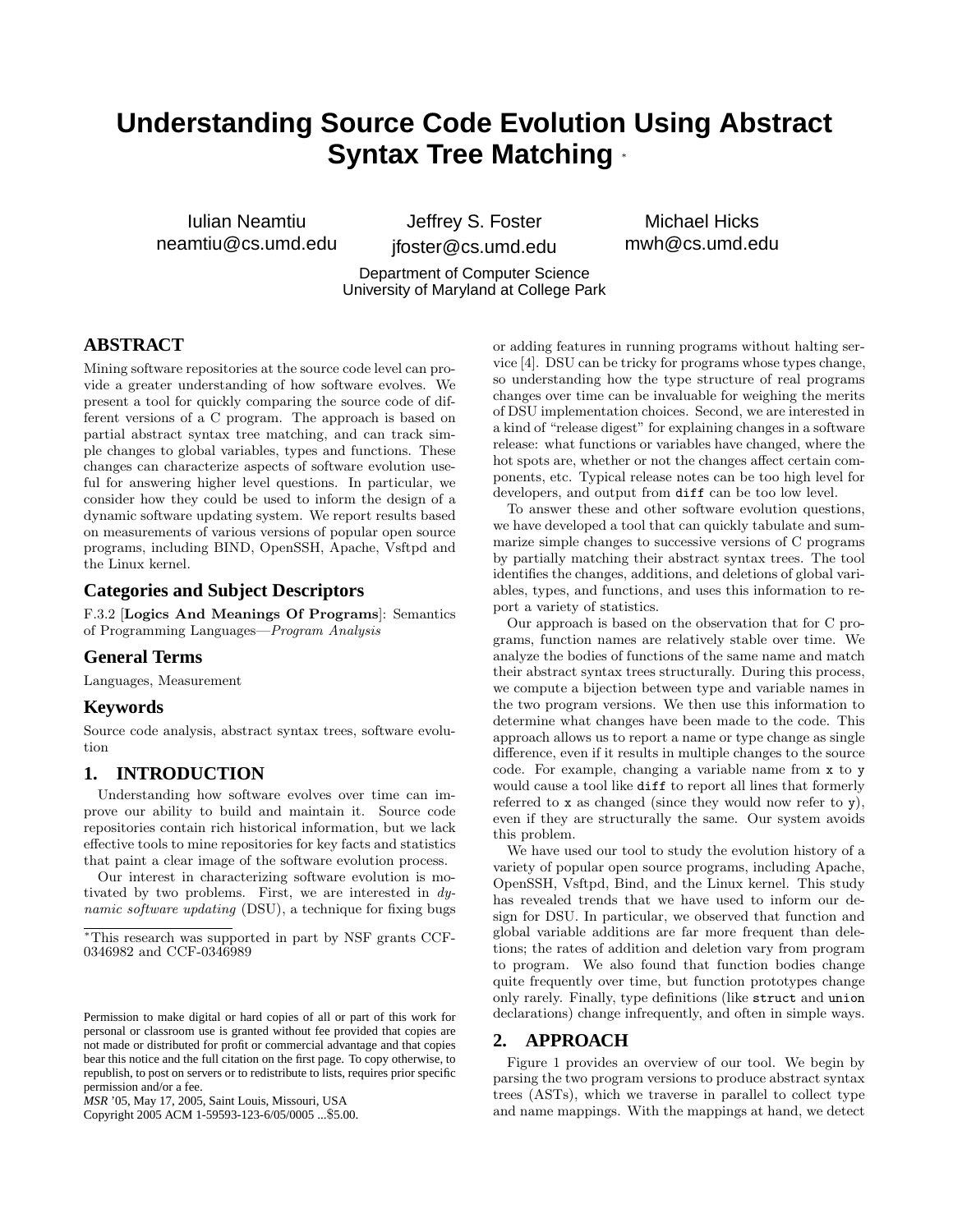# Understanding Source Code Evolution Using Abstract Syntax Tree Matching [*]

Iulian Neamtiu
neamtiu@cs.umd.edu

Jeffrey S. Foster
jfoster@cs.umd.edu

Michael Hicks
mwh@cs.umd.edu

Department of Computer Science
University of Maryland at College Park

## ABSTRACT

Mining software repositories at the source code level can provide a greater understanding of how software evolves. We present a tool for quickly comparing the source code of different versions of a C program. The approach is based on partial abstract syntax tree matching, and can track simple changes to global variables, types and functions. These changes can characterize aspects of software evolution useful for answering higher level questions. In particular, we consider how they could be used to inform the design of a dynamic software updating system. We report results based on measurements of various versions of popular open source programs, including BIND, OpenSSH, Apache, Vsftpd and the Linux kernel.

### Categories and Subject Descriptors

F.3.2 [**Logics And Meanings Of Programs**]: Semantics of Programming Languages—*Program Analysis*

### General Terms

Languages, Measurement

### Keywords

Source code analysis, abstract syntax trees, software evolution

## 1. INTRODUCTION

Understanding how software evolves over time can improve our ability to build and maintain it. Source code repositories contain rich historical information, but we lack effective tools to mine repositories for key facts and statistics that paint a clear image of the software evolution process.

Our interest in characterizing software evolution is motivated by two problems. First, we are interested in *dynamic software updating* (DSU), a technique for fixing bugs or adding features in running programs without halting service [4]. DSU can be tricky for programs whose types change, so understanding how the type structure of real programs changes over time can be invaluable for weighing the merits of DSU implementation choices. Second, we are interested in a kind of "release digest" for explaining changes in a software release: what functions or variables have changed, where the hot spots are, whether or not the changes affect certain components, etc. Typical release notes can be too high level for developers, and output from `diff` can be too low level.

To answer these and other software evolution questions, we have developed a tool that can quickly tabulate and summarize simple changes to successive versions of C programs by partially matching their abstract syntax trees. The tool identifies the changes, additions, and deletions of global variables, types, and functions, and uses this information to report a variety of statistics.

Our approach is based on the observation that for C programs, function names are relatively stable over time. We analyze the bodies of functions of the same name and match their abstract syntax trees structurally. During this process, we compute a bijection between type and variable names in the two program versions. We then use this information to determine what changes have been made to the code. This approach allows us to report a name or type change as single difference, even if it results in multiple changes to the source code. For example, changing a variable name from `x` to `y` would cause a tool like `diff` to report all lines that formerly referred to `x` as changed (since they would now refer to `y`), even if they are structurally the same. Our system avoids this problem.

We have used our tool to study the evolution history of a variety of popular open source programs, including Apache, OpenSSH, Vsftpd, Bind, and the Linux kernel. This study has revealed trends that we have used to inform our design for DSU. In particular, we observed that function and global variable additions are far more frequent than deletions; the rates of addition and deletion vary from program to program. We also found that function bodies change quite frequently over time, but function prototypes change only rarely. Finally, type definitions (like `struct` and `union` declarations) change infrequently, and often in simple ways.

## 2. APPROACH

Figure 1 provides an overview of our tool. We begin by parsing the two program versions to produce abstract syntax trees (ASTs), which we traverse in parallel to collect type and name mappings. With the mappings at hand, we detect

[*]This research was supported in part by NSF grants CCF-0346982 and CCF-0346989

Permission to make digital or hard copies of all or part of this work for personal or classroom use is granted without fee provided that copies are not made or distributed for profit or commercial advantage and that copies bear this notice and the full citation on the first page. To copy otherwise, to republish, to post on servers or to redistribute to lists, requires prior specific permission and/or a fee.
*MSR* '05, May 17, 2005, Saint Louis, Missouri, USA
Copyright 2005 ACM 1-59593-123-6/05/0005 ...$5.00.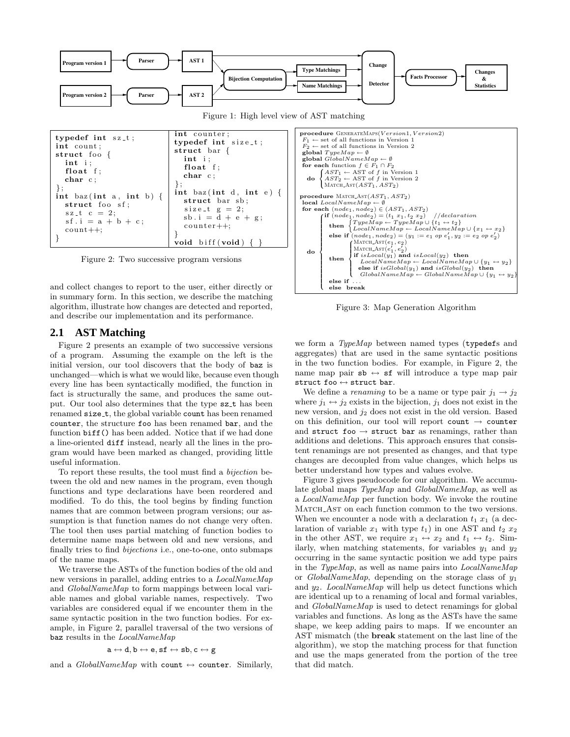Figure 1: High level view of AST matching

```c
typedef int sz_t;
int count;
struct foo {
  int i;
  float f;
  char c;
};
int baz(int a, int b) {
  struct foo sf;
  sz_t c = 2;
  sf.i = a + b + c;
  count++;
}
```

```c
int counter;
typedef int size_t;
struct bar {
  int i;
  float f;
  char c;
};
int baz(int d, int e) {
  struct bar sb;
  size_t g = 2;
  sb.i = d + e + g;
  counter++;
}
void biff(void) { }
```

Figure 2: Two successive program versions

```
procedure GenerateMaps(Version1, Version2)
  F1 ← set of all functions in Version 1
  F2 ← set of all functions in Version 2
  global TypeMap ← ∅
  global GlobalNameMap ← ∅
  for each function f ∈ F1 ∩ F2
    do { AST1 ← AST of f in Version 1
         AST2 ← AST of f in Version 2
         Match_Ast(AST1, AST2)

procedure Match_Ast(AST1, AST2)
  local LocalNameMap ← ∅
  for each (node1, node2) ∈ (AST1, AST2)
    do { if (node1, node2) = (t1 x1, t2 x2)   //declaration
           then { TypeMap ← TypeMap ∪ {t1 ↔ t2}
                  LocalNameMap ← LocalNameMap ∪ {x1 ↔ x2}
         else if (node1, node2) = (y1 := e1 op e1', y2 := e2 op e2')
           then { Match_Ast(e1, e2)
                  Match_Ast(e1', e2')
                  if isLocal(y1) and isLocal(y2) then
                    LocalNameMap ← LocalNameMap ∪ {y1 ↔ y2}
                  else if isGlobal(y1) and isGlobal(y2) then
                    GlobalNameMap ← GlobalNameMap ∪ {y1 ↔ y2}
         else if ...
         else break
```

Figure 3: Map Generation Algorithm

and collect changes to report to the user, either directly or in summary form. In this section, we describe the matching algorithm, illustrate how changes are detected and reported, and describe our implementation and its performance.

## 2.1 AST Matching

Figure 2 presents an example of two successive versions of a program. Assuming the example on the left is the initial version, our tool discovers that the body of `baz` is unchanged—which is what we would like, because even though every line has been syntactically modified, the function in fact is structurally the same, and produces the same output. Our tool also determines that the type `sz_t` has been renamed `size_t`, the global variable `count` has been renamed `counter`, the structure `foo` has been renamed `bar`, and the function `biff()` has been added. Notice that if we had done a line-oriented `diff` instead, nearly all the lines in the program would have been marked as changed, providing little useful information.

To report these results, the tool must find a *bijection* between the old and new names in the program, even though functions and type declarations have been reordered and modified. To do this, the tool begins by finding function names that are common between program versions; our assumption is that function names do not change very often. The tool then uses partial matching of function bodies to determine name maps between old and new versions, and finally tries to find *bijections* i.e., one-to-one, onto submaps of the name maps.

We traverse the ASTs of the function bodies of the old and new versions in parallel, adding entries to a *LocalNameMap* and *GlobalNameMap* to form mappings between local variable names and global variable names, respectively. Two variables are considered equal if we encounter them in the same syntactic position in the two function bodies. For example, in Figure 2, parallel traversal of the two versions of `baz` results in the *LocalNameMap*

$$\mathtt{a} \leftrightarrow \mathtt{d}, \mathtt{b} \leftrightarrow \mathtt{e}, \mathtt{sf} \leftrightarrow \mathtt{sb}, \mathtt{c} \leftrightarrow \mathtt{g}$$

and a *GlobalNameMap* with `count` $\leftrightarrow$ `counter`. Similarly, we form a *TypeMap* between named types (`typedef`s and aggregates) that are used in the same syntactic positions in the two function bodies. For example, in Figure 2, the name map pair `sb` $\leftrightarrow$ `sf` will introduce a type map pair `struct foo` $\leftrightarrow$ `struct bar`.

We define a *renaming* to be a name or type pair $j_1 \rightarrow j_2$ where $j_1 \leftrightarrow j_2$ exists in the bijection, $j_1$ does not exist in the new version, and $j_2$ does not exist in the old version. Based on this definition, our tool will report `count` $\rightarrow$ `counter` and `struct foo` $\rightarrow$ `struct bar` as renamings, rather than additions and deletions. This approach ensures that consistent renamings are not presented as changes, and that type changes are decoupled from value changes, which helps us better understand how types and values evolve.

Figure 3 gives pseudocode for our algorithm. We accumulate global maps *TypeMap* and *GlobalNameMap*, as well as a *LocalNameMap* per function body. We invoke the routine Match_Ast on each function common to the two versions. When we encounter a node with a declaration $t_1\ x_1$ (a declaration of variable $x_1$ with type $t_1$) in one AST and $t_2\ x_2$ in the other AST, we require $x_1 \leftrightarrow x_2$ and $t_1 \leftrightarrow t_2$. Similarly, when matching statements, for variables $y_1$ and $y_2$ occurring in the same syntactic position we add type pairs in the *TypeMap*, as well as name pairs into *LocalNameMap* or *GlobalNameMap*, depending on the storage class of $y_1$ and $y_2$. *LocalNameMap* will help us detect functions which are identical up to a renaming of local and formal variables, and *GlobalNameMap* is used to detect renamings for global variables and functions. As long as the ASTs have the same shape, we keep adding pairs to maps. If we encounter an AST mismatch (the **break** statement on the last line of the algorithm), we stop the matching process for that function and use the maps generated from the portion of the tree that did match.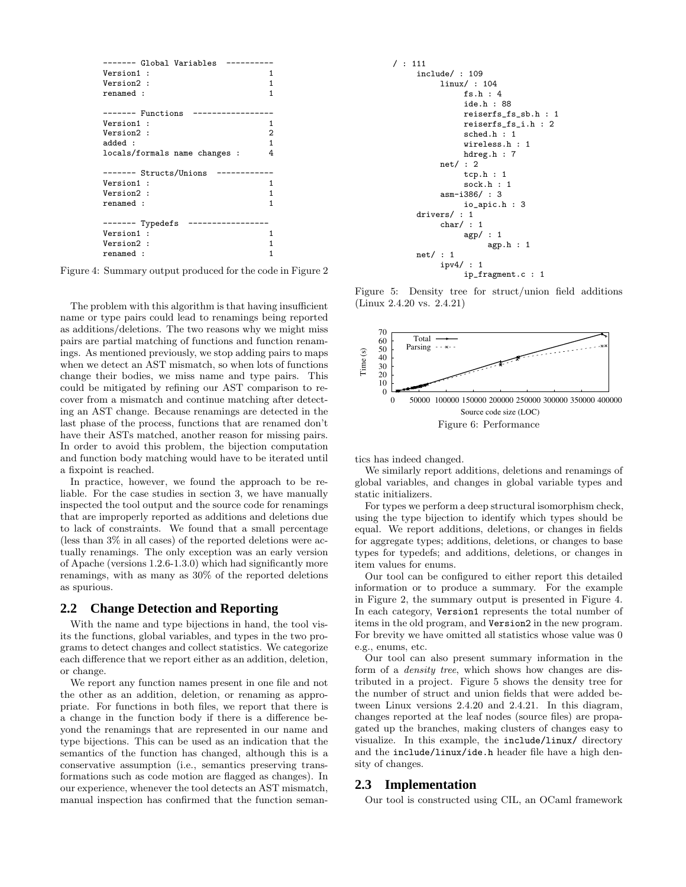```
------- Global Variables  ----------
Version1 :                          1
Version2 :                          1
renamed :                           1

------- Functions  -----------------
Version1 :                          1
Version2 :                          2
added :                             1
locals/formals name changes :       4

------- Structs/Unions  ------------
Version1 :                          1
Version2 :                          1
renamed :                           1

------- Typedefs  -----------------
Version1 :                          1
Version2 :                          1
renamed :                           1
```

Figure 4: Summary output produced for the code in Figure 2

The problem with this algorithm is that having insufficient name or type pairs could lead to renamings being reported as additions/deletions. The two reasons why we might miss pairs are partial matching of functions and function renamings. As mentioned previously, we stop adding pairs to maps when we detect an AST mismatch, so when lots of functions change their bodies, we miss name and type pairs. This could be mitigated by refining our AST comparison to recover from a mismatch and continue matching after detecting an AST change. Because renamings are detected in the last phase of the process, functions that are renamed don't have their ASTs matched, another reason for missing pairs. In order to avoid this problem, the bijection computation and function body matching would have to be iterated until a fixpoint is reached.

In practice, however, we found the approach to be reliable. For the case studies in section 3, we have manually inspected the tool output and the source code for renamings that are improperly reported as additions and deletions due to lack of constraints. We found that a small percentage (less than 3% in all cases) of the reported deletions were actually renamings. The only exception was an early version of Apache (versions 1.2.6-1.3.0) which had significantly more renamings, with as many as 30% of the reported deletions as spurious.

## 2.2 Change Detection and Reporting

With the name and type bijections in hand, the tool visits the functions, global variables, and types in the two programs to detect changes and collect statistics. We categorize each difference that we report either as an addition, deletion, or change.

We report any function names present in one file and not the other as an addition, deletion, or renaming as appropriate. For functions in both files, we report that there is a change in the function body if there is a difference beyond the renamings that are represented in our name and type bijections. This can be used as an indication that the semantics of the function has changed, although this is a conservative assumption (i.e., semantics preserving transformations such as code motion are flagged as changes). In our experience, whenever the tool detects an AST mismatch, manual inspection has confirmed that the function semantics has indeed changed.

We similarly report additions, deletions and renamings of global variables, and changes in global variable types and static initializers.

For types we perform a deep structural isomorphism check, using the type bijection to identify which types should be equal. We report additions, deletions, or changes in fields for aggregate types; additions, deletions, or changes to base types for typedefs; and additions, deletions, or changes in item values for enums.

Our tool can be configured to either report this detailed information or to produce a summary. For the example in Figure 2, the summary output is presented in Figure 4. In each category, `Version1` represents the total number of items in the old program, and `Version2` in the new program. For brevity we have omitted all statistics whose value was 0 e.g., enums, etc.

Our tool can also present summary information in the form of a *density tree*, which shows how changes are distributed in a project. Figure 5 shows the density tree for the number of struct and union fields that were added between Linux versions 2.4.20 and 2.4.21. In this diagram, changes reported at the leaf nodes (source files) are propagated up the branches, making clusters of changes easy to visualize. In this example, the `include/linux/` directory and the `include/linux/ide.h` header file have a high density of changes.

```
/ : 111
     include/ : 109
          linux/ : 104
               fs.h : 4
               ide.h : 88
               reiserfs_fs_sb.h : 1
               reiserfs_fs_i.h : 2
               sched.h : 1
               wireless.h : 1
               hdreg.h : 7
          net/ : 2
               tcp.h : 1
               sock.h : 1
          asm-i386/ : 3
               io_apic.h : 3
     drivers/ : 1
          char/ : 1
               agp/ : 1
                    agp.h : 1
     net/ : 1
          ipv4/ : 1
               ip_fragment.c : 1
```

Figure 5: Density tree for struct/union field additions (Linux 2.4.20 vs. 2.4.21)

Figure 6: Performance

## 2.3 Implementation

Our tool is constructed using CIL, an OCaml framework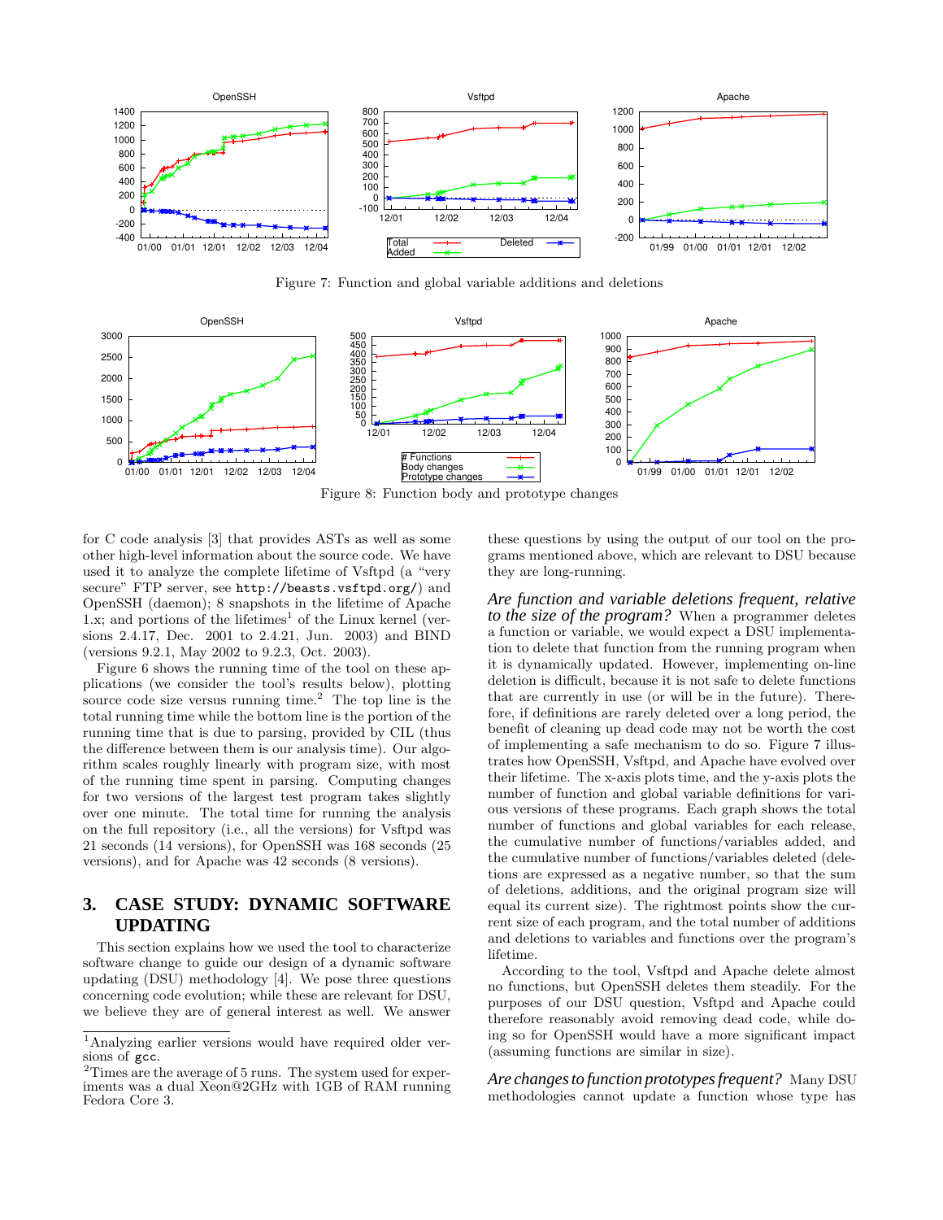OpenSSH

1400
1200
1000
800
600
400
200
0
-200
-400

01/00 01/01 12/01 12/02 12/03 12/04

Vsftpd

800
700
600
500
400
300
200
100
0
-100

12/01 12/02 12/03 12/04

Total
Added
Deleted

Apache

1200
1000
800
600
400
200
0
-200

01/99 01/00 01/01 12/01 12/02

Figure 7: Function and global variable additions and deletions

OpenSSH

3000
2500
2000
1500
1000
500
0

01/00 01/01 12/01 12/02 12/03 12/04

Vsftpd

500
450
400
350
300
250
200
150
100
50
0

12/01 12/02 12/03 12/04

# Functions
Body changes
Prototype changes

Apache

1000
900
800
700
600
500
400
300
200
100
0

01/99 01/00 01/01 12/01 12/02

Figure 8: Function body and prototype changes

for C code analysis [3] that provides ASTs as well as some other high-level information about the source code. We have used it to analyze the complete lifetime of Vsftpd (a "very secure" FTP server, see `http://beasts.vsftpd.org/`) and OpenSSH (daemon); 8 snapshots in the lifetime of Apache 1.x; and portions of the lifetimes[1] of the Linux kernel (versions 2.4.17, Dec. 2001 to 2.4.21, Jun. 2003) and BIND (versions 9.2.1, May 2002 to 9.2.3, Oct. 2003).

Figure 6 shows the running time of the tool on these applications (we consider the tool's results below), plotting source code size versus running time.[2] The top line is the total running time while the bottom line is the portion of the running time that is due to parsing, provided by CIL (thus the difference between them is our analysis time). Our algorithm scales roughly linearly with program size, with most of the running time spent in parsing. Computing changes for two versions of the largest test program takes slightly over one minute. The total time for running the analysis on the full repository (i.e., all the versions) for Vsftpd was 21 seconds (14 versions), for OpenSSH was 168 seconds (25 versions), and for Apache was 42 seconds (8 versions).

## 3. CASE STUDY: DYNAMIC SOFTWARE UPDATING

This section explains how we used the tool to characterize software change to guide our design of a dynamic software updating (DSU) methodology [4]. We pose three questions concerning code evolution; while these are relevant for DSU, we believe they are of general interest as well. We answer these questions by using the output of our tool on the programs mentioned above, which are relevant to DSU because they are long-running.

*Are function and variable deletions frequent, relative to the size of the program?* When a programmer deletes a function or variable, we would expect a DSU implementation to delete that function from the running program when it is dynamically updated. However, implementing on-line deletion is difficult, because it is not safe to delete functions that are currently in use (or will be in the future). Therefore, if definitions are rarely deleted over a long period, the benefit of cleaning up dead code may not be worth the cost of implementing a safe mechanism to do so. Figure 7 illustrates how OpenSSH, Vsftpd, and Apache have evolved over their lifetime. The x-axis plots time, and the y-axis plots the number of function and global variable definitions for various versions of these programs. Each graph shows the total number of functions and global variables for each release, the cumulative number of functions/variables added, and the cumulative number of functions/variables deleted (deletions are expressed as a negative number, so that the sum of deletions, additions, and the original program size will equal its current size). The rightmost points show the current size of each program, and the total number of additions and deletions to variables and functions over the program's lifetime.

According to the tool, Vsftpd and Apache delete almost no functions, but OpenSSH deletes them steadily. For the purposes of our DSU question, Vsftpd and Apache could therefore reasonably avoid removing dead code, while doing so for OpenSSH would have a more significant impact (assuming functions are similar in size).

*Are changes to function prototypes frequent?* Many DSU methodologies cannot update a function whose type has

[1] Analyzing earlier versions would have required older versions of `gcc`.

[2] Times are the average of 5 runs. The system used for experiments was a dual Xeon@2GHz with 1GB of RAM running Fedora Core 3.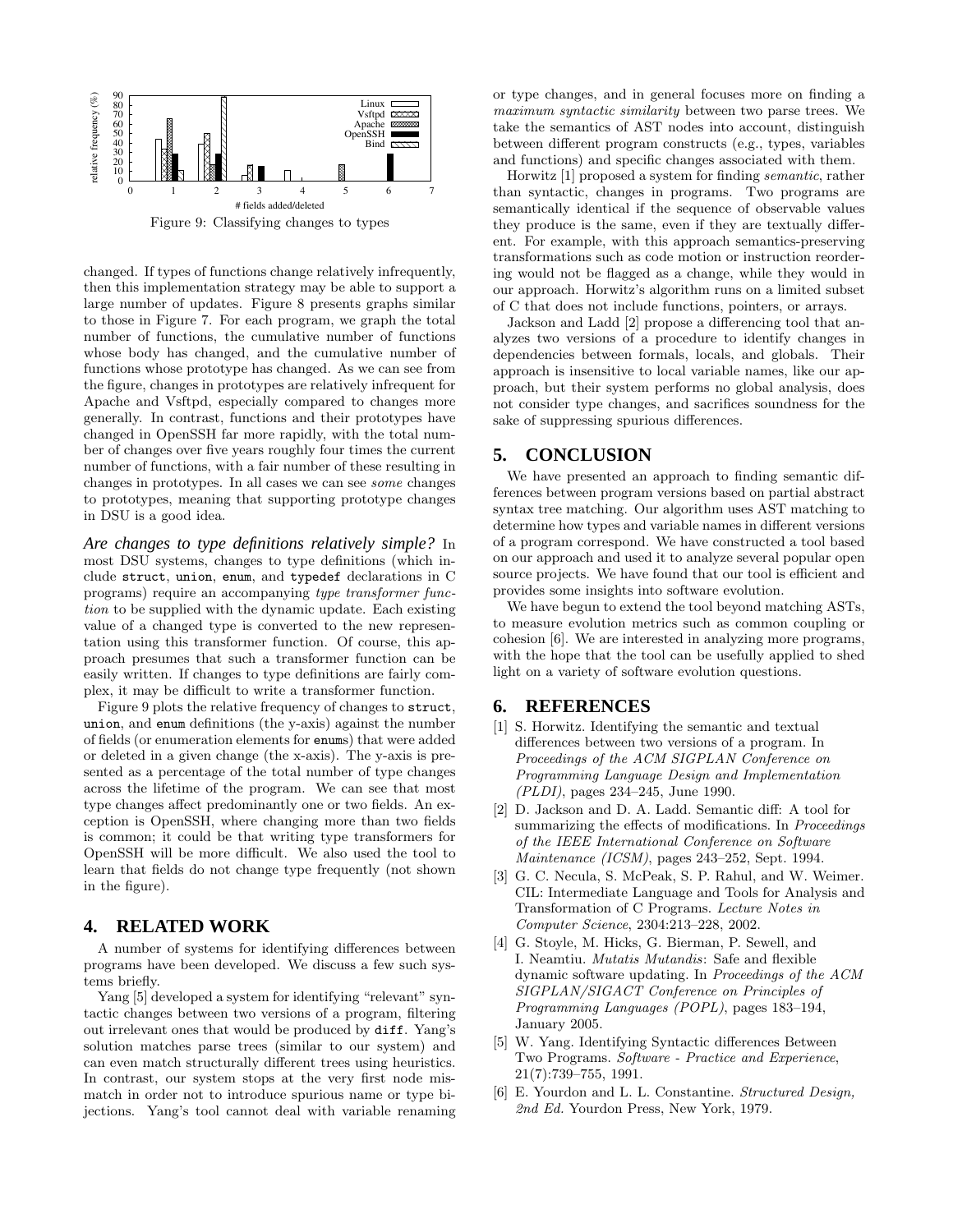relative frequency (%)
90
80
70
60
50
40
30
20
10
0

0 1 2 3 4 5 6 7

# fields added/deleted

Linux
Vsftpd
Apache
OpenSSH
Bind

Figure 9: Classifying changes to types

changed. If types of functions change relatively infrequently, then this implementation strategy may be able to support a large number of updates. Figure 8 presents graphs similar to those in Figure 7. For each program, we graph the total number of functions, the cumulative number of functions whose body has changed, and the cumulative number of functions whose prototype has changed. As we can see from the figure, changes in prototypes are relatively infrequent for Apache and Vsftpd, especially compared to changes more generally. In contrast, functions and their prototypes have changed in OpenSSH far more rapidly, with the total number of changes over five years roughly four times the current number of functions, with a fair number of these resulting in changes in prototypes. In all cases we can see *some* changes to prototypes, meaning that supporting prototype changes in DSU is a good idea.

***Are changes to type definitions relatively simple?*** In most DSU systems, changes to type definitions (which include `struct`, `union`, `enum`, and `typedef` declarations in C programs) require an accompanying *type transformer function* to be supplied with the dynamic update. Each existing value of a changed type is converted to the new representation using this transformer function. Of course, this approach presumes that such a transformer function can be easily written. If changes to type definitions are fairly complex, it may be difficult to write a transformer function.

Figure 9 plots the relative frequency of changes to `struct`, `union`, and `enum` definitions (the y-axis) against the number of fields (or enumeration elements for `enums`) that were added or deleted in a given change (the x-axis). The y-axis is presented as a percentage of the total number of type changes across the lifetime of the program. We can see that most type changes affect predominantly one or two fields. An exception is OpenSSH, where changing more than two fields is common; it could be that writing type transformers for OpenSSH will be more difficult. We also used the tool to learn that fields do not change type frequently (not shown in the figure).

## 4. RELATED WORK

A number of systems for identifying differences between programs have been developed. We discuss a few such systems briefly.

Yang [5] developed a system for identifying "relevant" syntactic changes between two versions of a program, filtering out irrelevant ones that would be produced by `diff`. Yang's solution matches parse trees (similar to our system) and can even match structurally different trees using heuristics. In contrast, our system stops at the very first node mismatch in order not to introduce spurious name or type bijections. Yang's tool cannot deal with variable renaming or type changes, and in general focuses more on finding a *maximum syntactic similarity* between two parse trees. We take the semantics of AST nodes into account, distinguish between different program constructs (e.g., types, variables and functions) and specific changes associated with them.

Horwitz [1] proposed a system for finding *semantic*, rather than syntactic, changes in programs. Two programs are semantically identical if the sequence of observable values they produce is the same, even if they are textually different. For example, with this approach semantics-preserving transformations such as code motion or instruction reordering would not be flagged as a change, while they would in our approach. Horwitz's algorithm runs on a limited subset of C that does not include functions, pointers, or arrays.

Jackson and Ladd [2] propose a differencing tool that analyzes two versions of a procedure to identify changes in dependencies between formals, locals, and globals. Their approach is insensitive to local variable names, like our approach, but their system performs no global analysis, does not consider type changes, and sacrifices soundness for the sake of suppressing spurious differences.

## 5. CONCLUSION

We have presented an approach to finding semantic differences between program versions based on partial abstract syntax tree matching. Our algorithm uses AST matching to determine how types and variable names in different versions of a program correspond. We have constructed a tool based on our approach and used it to analyze several popular open source projects. We have found that our tool is efficient and provides some insights into software evolution.

We have begun to extend the tool beyond matching ASTs, to measure evolution metrics such as common coupling or cohesion [6]. We are interested in analyzing more programs, with the hope that the tool can be usefully applied to shed light on a variety of software evolution questions.

## 6. REFERENCES

[1] S. Horwitz. Identifying the semantic and textual differences between two versions of a program. In *Proceedings of the ACM SIGPLAN Conference on Programming Language Design and Implementation (PLDI)*, pages 234–245, June 1990.

[2] D. Jackson and D. A. Ladd. Semantic diff: A tool for summarizing the effects of modifications. In *Proceedings of the IEEE International Conference on Software Maintenance (ICSM)*, pages 243–252, Sept. 1994.

[3] G. C. Necula, S. McPeak, S. P. Rahul, and W. Weimer. CIL: Intermediate Language and Tools for Analysis and Transformation of C Programs. *Lecture Notes in Computer Science*, 2304:213–228, 2002.

[4] G. Stoyle, M. Hicks, G. Bierman, P. Sewell, and I. Neamtiu. *Mutatis Mutandis*: Safe and flexible dynamic software updating. In *Proceedings of the ACM SIGPLAN/SIGACT Conference on Principles of Programming Languages (POPL)*, pages 183–194, January 2005.

[5] W. Yang. Identifying Syntactic differences Between Two Programs. *Software - Practice and Experience*, 21(7):739–755, 1991.

[6] E. Yourdon and L. L. Constantine. *Structured Design, 2nd Ed.* Yourdon Press, New York, 1979.